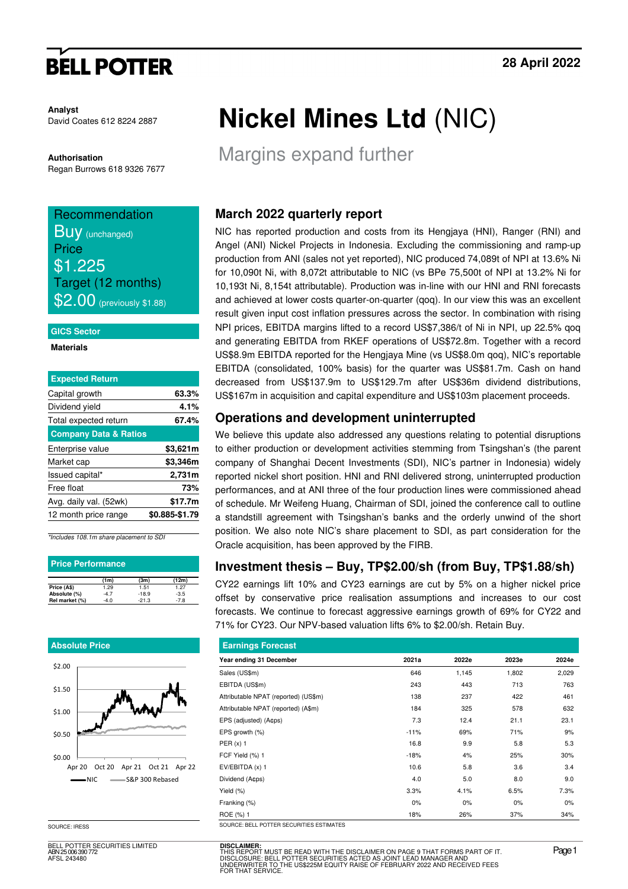**BELL POTTER**

28 April 2022

**Analyst**
David Coates 612 8224 2887

**Authorisation**
Regan Burrows 618 9326 7677

# Nickel Mines Ltd (NIC)

## Margins expand further

Recommendation
Buy (unchanged)
Price
$1.225
Target (12 months)
$2.00 (previously $1.88)

**GICS Sector**

**Materials**

| Expected Return | |
|---|---|
| Capital growth | 63.3% |
| Dividend yield | 4.1% |
| Total expected return | 67.4% |

| Company Data & Ratios | |
|---|---|
| Enterprise value | $3,621m |
| Market cap | $3,346m |
| Issued capital* | 2,731m |
| Free float | 73% |
| Avg. daily val. (52wk) | $17.7m |
| 12 month price range | $0.885-$1.79 |

*Includes 108.1m share placement to SDI

**Price Performance**

| | (1m) | (3m) | (12m) |
|---|---|---|---|
| Price (A$) | 1.29 | 1.51 | 1.27 |
| Absolute (%) | -4.7 | -18.9 | -3.5 |
| Rel market (%) | -4.0 | -21.3 | -7.8 |

**Absolute Price**

SOURCE: IRESS

### March 2022 quarterly report

NIC has reported production and costs from its Hengjaya (HNI), Ranger (RNI) and Angel (ANI) Nickel Projects in Indonesia. Excluding the commissioning and ramp-up production from ANI (sales not yet reported), NIC produced 74,089t of NPI at 13.6% Ni for 10,090t Ni, with 8,072t attributable to NIC (vs BPe 75,500t of NPI at 13.2% Ni for 10,193t Ni, 8,154t attributable). Production was in-line with our HNI and RNI forecasts and achieved at lower costs quarter-on-quarter (qoq). In our view this was an excellent result given input cost inflation pressures across the sector. In combination with rising NPI prices, EBITDA margins lifted to a record US$7,386/t of Ni in NPI, up 22.5% qoq and generating EBITDA from RKEF operations of US$72.8m. Together with a record US$8.9m EBITDA reported for the Hengjaya Mine (vs US$8.0m qoq), NIC's reportable EBITDA (consolidated, 100% basis) for the quarter was US$81.7m. Cash on hand decreased from US$137.9m to US$129.7m after US$36m dividend distributions, US$167m in acquisition and capital expenditure and US$103m placement proceeds.

### Operations and development uninterrupted

We believe this update also addressed any questions relating to potential disruptions to either production or development activities stemming from Tsingshan's (the parent company of Shanghai Decent Investments (SDI), NIC's partner in Indonesia) widely reported nickel short position. HNI and RNI delivered strong, uninterrupted production performances, and at ANI three of the four production lines were commissioned ahead of schedule. Mr Weifeng Huang, Chairman of SDI, joined the conference call to outline a standstill agreement with Tsingshan's banks and the orderly unwind of the short position. We also note NIC's share placement to SDI, as part consideration for the Oracle acquisition, has been approved by the FIRB.

### Investment thesis – Buy, TP$2.00/sh (from Buy, TP$1.88/sh)

CY22 earnings lift 10% and CY23 earnings are cut by 5% on a higher nickel price offset by conservative price realisation assumptions and increases to our cost forecasts. We continue to forecast aggressive earnings growth of 69% for CY22 and 71% for CY23. Our NPV-based valuation lifts 6% to $2.00/sh. Retain Buy.

**Earnings Forecast**

| Year ending 31 December | 2021a | 2022e | 2023e | 2024e |
|---|---|---|---|---|
| Sales (US$m) | 646 | 1,145 | 1,802 | 2,029 |
| EBITDA (US$m) | 243 | 443 | 713 | 763 |
| Attributable NPAT (reported) (US$m) | 138 | 237 | 422 | 461 |
| Attributable NPAT (reported) (A$m) | 184 | 325 | 578 | 632 |
| EPS (adjusted) (A¢ps) | 7.3 | 12.4 | 21.1 | 23.1 |
| EPS growth (%) | -11% | 69% | 71% | 9% |
| PER (x) 1 | 16.8 | 9.9 | 5.8 | 5.3 |
| FCF Yield (%) 1 | -18% | 4% | 25% | 30% |
| EV/EBITDA (x) 1 | 10.6 | 5.8 | 3.6 | 3.4 |
| Dividend (A¢ps) | 4.0 | 5.0 | 8.0 | 9.0 |
| Yield (%) | 3.3% | 4.1% | 6.5% | 7.3% |
| Franking (%) | 0% | 0% | 0% | 0% |
| ROE (%) 1 | 18% | 26% | 37% | 34% |

SOURCE: BELL POTTER SECURITIES ESTIMATES

BELL POTTER SECURITIES LIMITED
ABN 25 006 390 772
AFSL 243480

**DISCLAIMER:**
THIS REPORT MUST BE READ WITH THE DISCLAIMER ON PAGE 9 THAT FORMS PART OF IT.
DISCLOSURE: BELL POTTER SECURITIES ACTED AS JOINT LEAD MANAGER AND UNDERWRITER TO THE US$225M EQUITY RAISE OF FEBRUARY 2022 AND RECEIVED FEES FOR THAT SERVICE.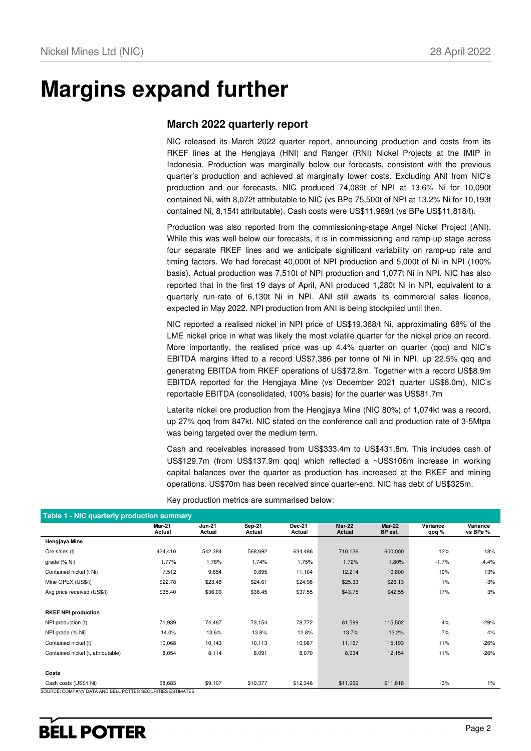# Margins expand further

## March 2022 quarterly report

NIC released its March 2022 quarter report, announcing production and costs from its RKEF lines at the Hengjaya (HNI) and Ranger (RNI) Nickel Projects at the IMIP in Indonesia. Production was marginally below our forecasts, consistent with the previous quarter's production and achieved at marginally lower costs. Excluding ANI from NIC's production and our forecasts, NIC produced 74,089t of NPI at 13.6% Ni for 10,090t contained Ni, with 8,072t attributable to NIC (vs BPe 75,500t of NPI at 13.2% Ni for 10,193t contained Ni, 8,154t attributable). Cash costs were US$11,969/t (vs BPe US$11,818/t).

Production was also reported from the commissioning-stage Angel Nickel Project (ANI). While this was well below our forecasts, it is in commissioning and ramp-up stage across four separate RKEF lines and we anticipate significant variability on ramp-up rate and timing factors. We had forecast 40,000t of NPI production and 5,000t of Ni in NPI (100% basis). Actual production was 7,510t of NPI production and 1,077t Ni in NPI. NIC has also reported that in the first 19 days of April, ANI produced 1,280t Ni in NPI, equivalent to a quarterly run-rate of 6,130t Ni in NPI. ANI still awaits its commercial sales licence, expected in May 2022. NPI production from ANI is being stockpiled until then.

NIC reported a realised nickel in NPI price of US$19,368/t Ni, approximating 68% of the LME nickel price in what was likely the most volatile quarter for the nickel price on record. More importantly, the realised price was up 4.4% quarter on quarter (qoq) and NIC's EBITDA margins lifted to a record US$7,386 per tonne of Ni in NPI, up 22.5% qoq and generating EBITDA from RKEF operations of US$72.8m. Together with a record US$8.9m EBITDA reported for the Hengjaya Mine (vs December 2021 quarter US$8.0m), NIC's reportable EBITDA (consolidated, 100% basis) for the quarter was US$81.7m

Laterite nickel ore production from the Hengjaya Mine (NIC 80%) of 1,074kt was a record, up 27% qoq from 847kt. NIC stated on the conference call and production rate of 3-5Mtpa was being targeted over the medium term.

Cash and receivables increased from US$333.4m to US$431.8m. This includes cash of US$129.7m (from US$137.9m qoq) which reflected a ~US$106m increase in working capital balances over the quarter as production has increased at the RKEF and mining operations. US$70m has been received since quarter-end. NIC has debt of US$325m.

Key production metrics are summarised below:

**Table 1 - NIC quarterly production summary**

| | Mar-21 Actual | Jun-21 Actual | Sep-21 Actual | Dec-21 Actual | Mar-22 Actual | Mar-22 BP est. | Variance qoq % | Variance vs BPe % |
|---|---|---|---|---|---|---|---|---|
| **Hengjaya Mine** | | | | | | | | |
| Ore sales (t) | 424,410 | 542,384 | 568,692 | 634,486 | 710,136 | 600,000 | 12% | 18% |
| grade (% Ni) | 1.77% | 1.78% | 1.74% | 1.75% | 1.72% | 1.80% | -1.7% | -4.4% |
| Contained nickel (t Ni) | 7,512 | 9,654 | 9,895 | 11,104 | 12,214 | 10,800 | 10% | 13% |
| Mine OPEX (US$/t) | $22.78 | $23.48 | $24.61 | $24.98 | $25.33 | $26.13 | 1% | -3% |
| Avg price received (US$/t) | $35.40 | $36.09 | $36.45 | $37.55 | $43.75 | $42.55 | 17% | 3% |
| | | | | | | | | |
| **RKEF NPI production** | | | | | | | | |
| NPI production (t) | 71,939 | 74,487 | 73,154 | 78,772 | 81,599 | 115,502 | 4% | -29% |
| NPI grade (% Ni) | 14.0% | 13.6% | 13.8% | 12.8% | 13.7% | 13.2% | 7% | 4% |
| Contained nickel (t) | 10,068 | 10,143 | 10,113 | 10,087 | 11,167 | 15,193 | 11% | -26% |
| Contained nickel (t, attributable) | 8,054 | 8,114 | 8,091 | 8,070 | 8,934 | 12,154 | 11% | -26% |
| | | | | | | | | |
| **Costs** | | | | | | | | |
| Cash costs (US$/t Ni) | $8,683 | $9,107 | $10,377 | $12,346 | $11,969 | $11,818 | -3% | 1% |

SOURCE: COMPANY DATA AND BELL POTTER SECURITIES ESTIMATES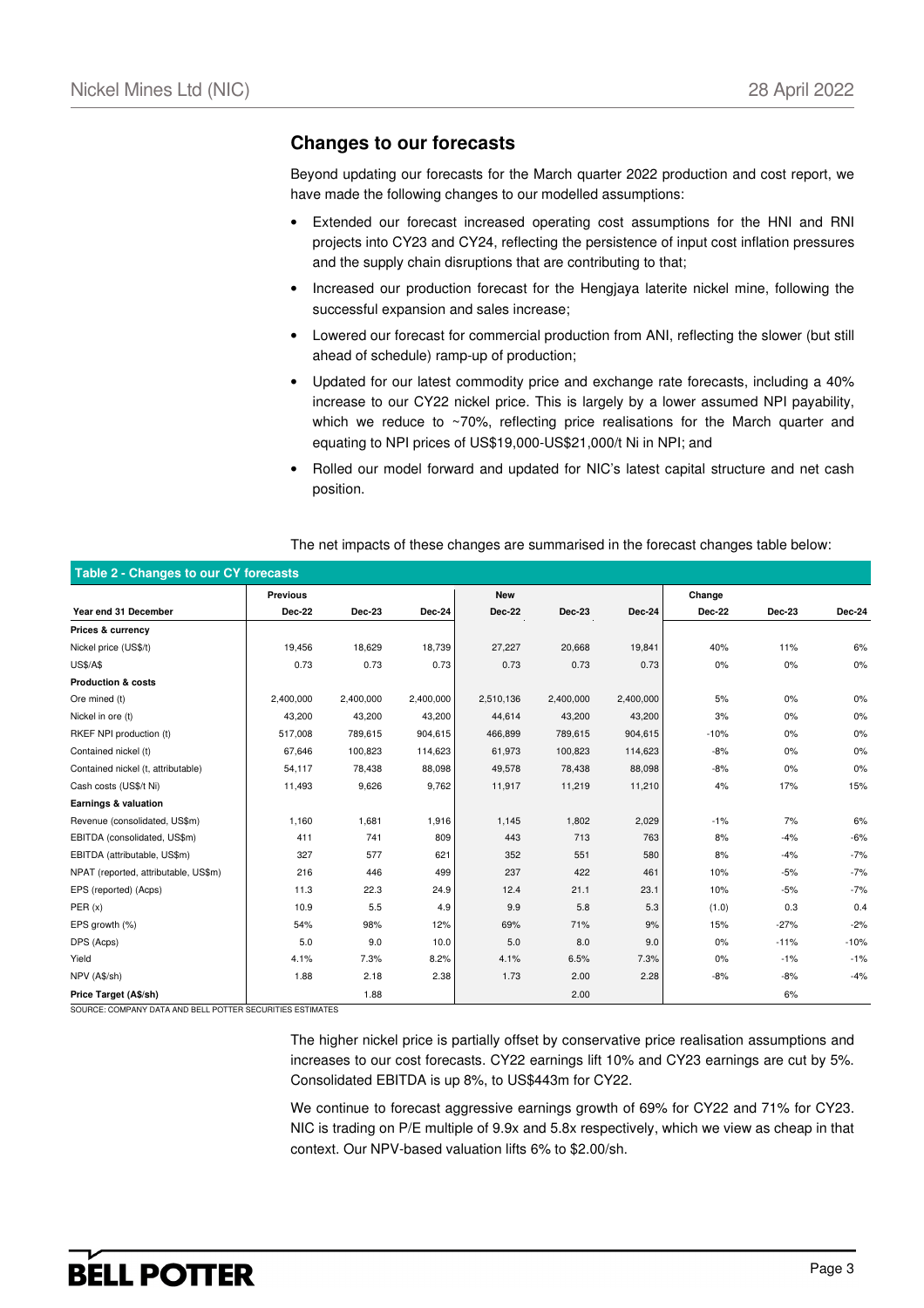## Changes to our forecasts

Beyond updating our forecasts for the March quarter 2022 production and cost report, we have made the following changes to our modelled assumptions:

- Extended our forecast increased operating cost assumptions for the HNI and RNI projects into CY23 and CY24, reflecting the persistence of input cost inflation pressures and the supply chain disruptions that are contributing to that;
- Increased our production forecast for the Hengjaya laterite nickel mine, following the successful expansion and sales increase;
- Lowered our forecast for commercial production from ANI, reflecting the slower (but still ahead of schedule) ramp-up of production;
- Updated for our latest commodity price and exchange rate forecasts, including a 40% increase to our CY22 nickel price. This is largely by a lower assumed NPI payability, which we reduce to ~70%, reflecting price realisations for the March quarter and equating to NPI prices of US$19,000-US$21,000/t Ni in NPI; and
- Rolled our model forward and updated for NIC's latest capital structure and net cash position.

The net impacts of these changes are summarised in the forecast changes table below:

**Table 2 - Changes to our CY forecasts**

| | Previous | | | New | | | Change | | |
|---|---|---|---|---|---|---|---|---|---|
| **Year end 31 December** | **Dec-22** | **Dec-23** | **Dec-24** | **Dec-22** | **Dec-23** | **Dec-24** | **Dec-22** | **Dec-23** | **Dec-24** |
| **Prices & currency** | | | | | | | | | |
| Nickel price (US$/t) | 19,456 | 18,629 | 18,739 | 27,227 | 20,668 | 19,841 | 40% | 11% | 6% |
| US$/A$ | 0.73 | 0.73 | 0.73 | 0.73 | 0.73 | 0.73 | 0% | 0% | 0% |
| **Production & costs** | | | | | | | | | |
| Ore mined (t) | 2,400,000 | 2,400,000 | 2,400,000 | 2,510,136 | 2,400,000 | 2,400,000 | 5% | 0% | 0% |
| Nickel in ore (t) | 43,200 | 43,200 | 43,200 | 44,614 | 43,200 | 43,200 | 3% | 0% | 0% |
| RKEF NPI production (t) | 517,008 | 789,615 | 904,615 | 466,899 | 789,615 | 904,615 | -10% | 0% | 0% |
| Contained nickel (t) | 67,646 | 100,823 | 114,623 | 61,973 | 100,823 | 114,623 | -8% | 0% | 0% |
| Contained nickel (t, attributable) | 54,117 | 78,438 | 88,098 | 49,578 | 78,438 | 88,098 | -8% | 0% | 0% |
| Cash costs (US$/t Ni) | 11,493 | 9,626 | 9,762 | 11,917 | 11,219 | 11,210 | 4% | 17% | 15% |
| **Earnings & valuation** | | | | | | | | | |
| Revenue (consolidated, US$m) | 1,160 | 1,681 | 1,916 | 1,145 | 1,802 | 2,029 | -1% | 7% | 6% |
| EBITDA (consolidated, US$m) | 411 | 741 | 809 | 443 | 713 | 763 | 8% | -4% | -6% |
| EBITDA (attributable, US$m) | 327 | 577 | 621 | 352 | 551 | 580 | 8% | -4% | -7% |
| NPAT (reported, attributable, US$m) | 216 | 446 | 499 | 237 | 422 | 461 | 10% | -5% | -7% |
| EPS (reported) (Acps) | 11.3 | 22.3 | 24.9 | 12.4 | 21.1 | 23.1 | 10% | -5% | -7% |
| PER (x) | 10.9 | 5.5 | 4.9 | 9.9 | 5.8 | 5.3 | (1.0) | 0.3 | 0.4 |
| EPS growth (%) | 54% | 98% | 12% | 69% | 71% | 9% | 15% | -27% | -2% |
| DPS (Acps) | 5.0 | 9.0 | 10.0 | 5.0 | 8.0 | 9.0 | 0% | -11% | -10% |
| Yield | 4.1% | 7.3% | 8.2% | 4.1% | 6.5% | 7.3% | 0% | -1% | -1% |
| NPV (A$/sh) | 1.88 | 2.18 | 2.38 | 1.73 | 2.00 | 2.28 | -8% | -8% | -4% |
| **Price Target (A$/sh)** | | 1.88 | | | 2.00 | | | 6% | |

SOURCE: COMPANY DATA AND BELL POTTER SECURITIES ESTIMATES

The higher nickel price is partially offset by conservative price realisation assumptions and increases to our cost forecasts. CY22 earnings lift 10% and CY23 earnings are cut by 5%. Consolidated EBITDA is up 8%, to US$443m for CY22.

We continue to forecast aggressive earnings growth of 69% for CY22 and 71% for CY23. NIC is trading on P/E multiple of 9.9x and 5.8x respectively, which we view as cheap in that context. Our NPV-based valuation lifts 6% to $2.00/sh.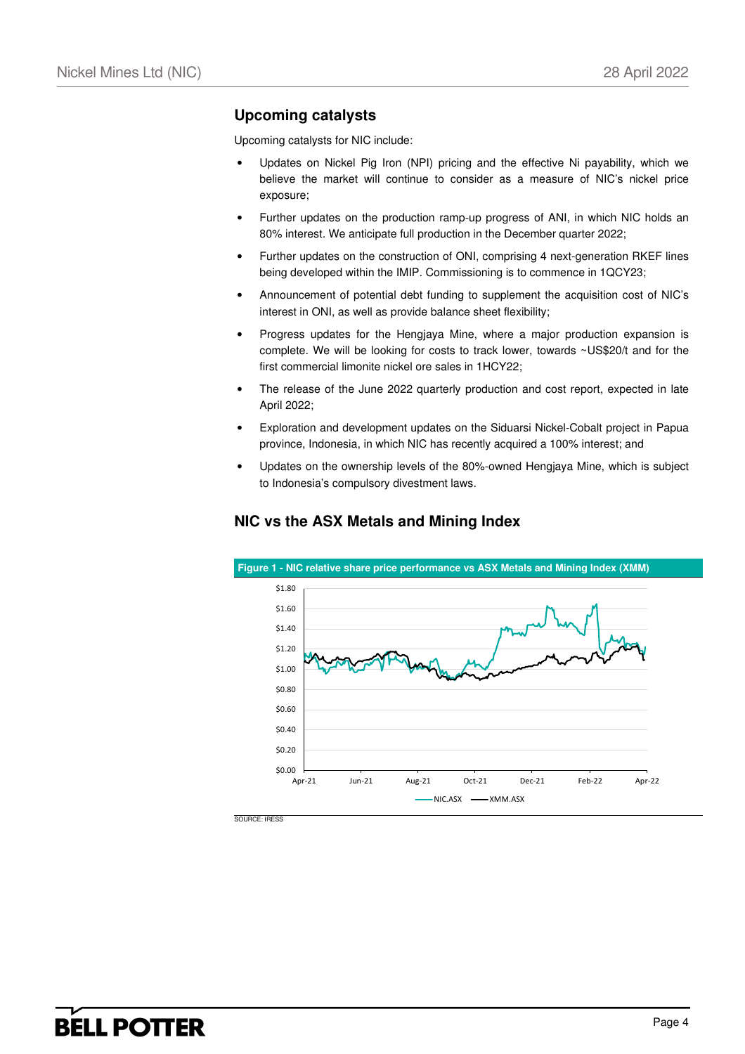## Upcoming catalysts

Upcoming catalysts for NIC include:

- Updates on Nickel Pig Iron (NPI) pricing and the effective Ni payability, which we believe the market will continue to consider as a measure of NIC's nickel price exposure;
- Further updates on the production ramp-up progress of ANI, in which NIC holds an 80% interest. We anticipate full production in the December quarter 2022;
- Further updates on the construction of ONI, comprising 4 next-generation RKEF lines being developed within the IMIP. Commissioning is to commence in 1QCY23;
- Announcement of potential debt funding to supplement the acquisition cost of NIC's interest in ONI, as well as provide balance sheet flexibility;
- Progress updates for the Hengjaya Mine, where a major production expansion is complete. We will be looking for costs to track lower, towards ~US$20/t and for the first commercial limonite nickel ore sales in 1HCY22;
- The release of the June 2022 quarterly production and cost report, expected in late April 2022;
- Exploration and development updates on the Siduarsi Nickel-Cobalt project in Papua province, Indonesia, in which NIC has recently acquired a 100% interest; and
- Updates on the ownership levels of the 80%-owned Hengjaya Mine, which is subject to Indonesia's compulsory divestment laws.

## NIC vs the ASX Metals and Mining Index

**Figure 1 - NIC relative share price performance vs ASX Metals and Mining Index (XMM)**

SOURCE: IRESS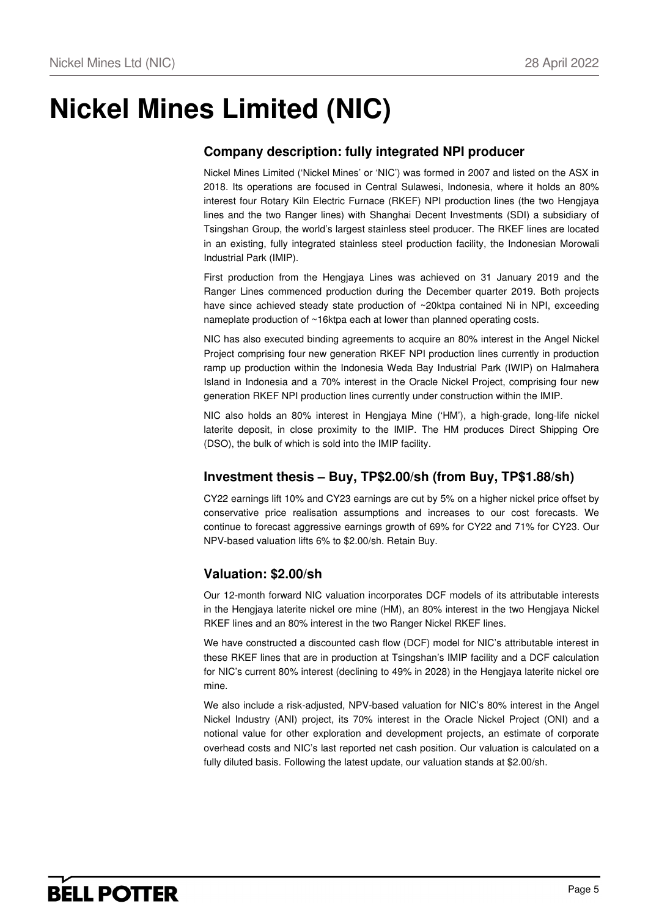# Nickel Mines Limited (NIC)

## Company description: fully integrated NPI producer

Nickel Mines Limited ('Nickel Mines' or 'NIC') was formed in 2007 and listed on the ASX in 2018. Its operations are focused in Central Sulawesi, Indonesia, where it holds an 80% interest four Rotary Kiln Electric Furnace (RKEF) NPI production lines (the two Hengjaya lines and the two Ranger lines) with Shanghai Decent Investments (SDI) a subsidiary of Tsingshan Group, the world's largest stainless steel producer. The RKEF lines are located in an existing, fully integrated stainless steel production facility, the Indonesian Morowali Industrial Park (IMIP).

First production from the Hengjaya Lines was achieved on 31 January 2019 and the Ranger Lines commenced production during the December quarter 2019. Both projects have since achieved steady state production of ~20ktpa contained Ni in NPI, exceeding nameplate production of ~16ktpa each at lower than planned operating costs.

NIC has also executed binding agreements to acquire an 80% interest in the Angel Nickel Project comprising four new generation RKEF NPI production lines currently in production ramp up production within the Indonesia Weda Bay Industrial Park (IWIP) on Halmahera Island in Indonesia and a 70% interest in the Oracle Nickel Project, comprising four new generation RKEF NPI production lines currently under construction within the IMIP.

NIC also holds an 80% interest in Hengjaya Mine ('HM'), a high-grade, long-life nickel laterite deposit, in close proximity to the IMIP. The HM produces Direct Shipping Ore (DSO), the bulk of which is sold into the IMIP facility.

## Investment thesis – Buy, TP$2.00/sh (from Buy, TP$1.88/sh)

CY22 earnings lift 10% and CY23 earnings are cut by 5% on a higher nickel price offset by conservative price realisation assumptions and increases to our cost forecasts. We continue to forecast aggressive earnings growth of 69% for CY22 and 71% for CY23. Our NPV-based valuation lifts 6% to $2.00/sh. Retain Buy.

## Valuation: $2.00/sh

Our 12-month forward NIC valuation incorporates DCF models of its attributable interests in the Hengjaya laterite nickel ore mine (HM), an 80% interest in the two Hengjaya Nickel RKEF lines and an 80% interest in the two Ranger Nickel RKEF lines.

We have constructed a discounted cash flow (DCF) model for NIC's attributable interest in these RKEF lines that are in production at Tsingshan's IMIP facility and a DCF calculation for NIC's current 80% interest (declining to 49% in 2028) in the Hengjaya laterite nickel ore mine.

We also include a risk-adjusted, NPV-based valuation for NIC's 80% interest in the Angel Nickel Industry (ANI) project, its 70% interest in the Oracle Nickel Project (ONI) and a notional value for other exploration and development projects, an estimate of corporate overhead costs and NIC's last reported net cash position. Our valuation is calculated on a fully diluted basis. Following the latest update, our valuation stands at $2.00/sh.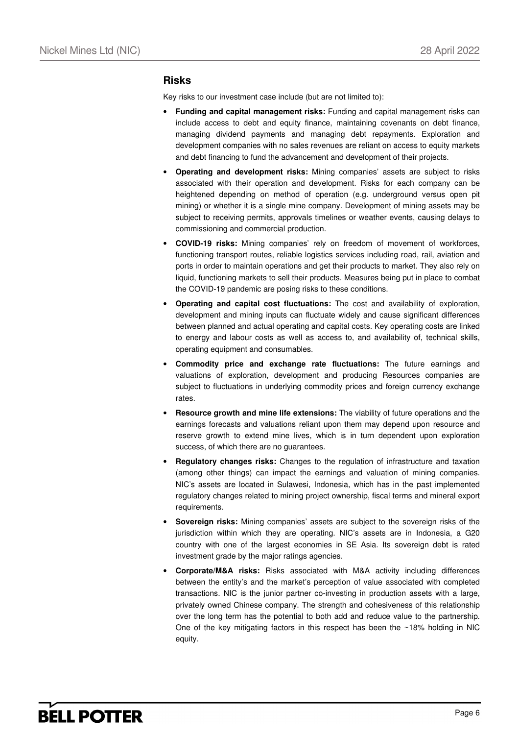## Risks

Key risks to our investment case include (but are not limited to):

- **Funding and capital management risks:** Funding and capital management risks can include access to debt and equity finance, maintaining covenants on debt finance, managing dividend payments and managing debt repayments. Exploration and development companies with no sales revenues are reliant on access to equity markets and debt financing to fund the advancement and development of their projects.
- **Operating and development risks:** Mining companies' assets are subject to risks associated with their operation and development. Risks for each company can be heightened depending on method of operation (e.g. underground versus open pit mining) or whether it is a single mine company. Development of mining assets may be subject to receiving permits, approvals timelines or weather events, causing delays to commissioning and commercial production.
- **COVID-19 risks:** Mining companies' rely on freedom of movement of workforces, functioning transport routes, reliable logistics services including road, rail, aviation and ports in order to maintain operations and get their products to market. They also rely on liquid, functioning markets to sell their products. Measures being put in place to combat the COVID-19 pandemic are posing risks to these conditions.
- **Operating and capital cost fluctuations:** The cost and availability of exploration, development and mining inputs can fluctuate widely and cause significant differences between planned and actual operating and capital costs. Key operating costs are linked to energy and labour costs as well as access to, and availability of, technical skills, operating equipment and consumables.
- **Commodity price and exchange rate fluctuations:** The future earnings and valuations of exploration, development and producing Resources companies are subject to fluctuations in underlying commodity prices and foreign currency exchange rates.
- **Resource growth and mine life extensions:** The viability of future operations and the earnings forecasts and valuations reliant upon them may depend upon resource and reserve growth to extend mine lives, which is in turn dependent upon exploration success, of which there are no guarantees.
- **Regulatory changes risks:** Changes to the regulation of infrastructure and taxation (among other things) can impact the earnings and valuation of mining companies. NIC's assets are located in Sulawesi, Indonesia, which has in the past implemented regulatory changes related to mining project ownership, fiscal terms and mineral export requirements.
- **Sovereign risks:** Mining companies' assets are subject to the sovereign risks of the jurisdiction within which they are operating. NIC's assets are in Indonesia, a G20 country with one of the largest economies in SE Asia. Its sovereign debt is rated investment grade by the major ratings agencies.
- **Corporate/M&A risks:** Risks associated with M&A activity including differences between the entity's and the market's perception of value associated with completed transactions. NIC is the junior partner co-investing in production assets with a large, privately owned Chinese company. The strength and cohesiveness of this relationship over the long term has the potential to both add and reduce value to the partnership. One of the key mitigating factors in this respect has been the ~18% holding in NIC equity.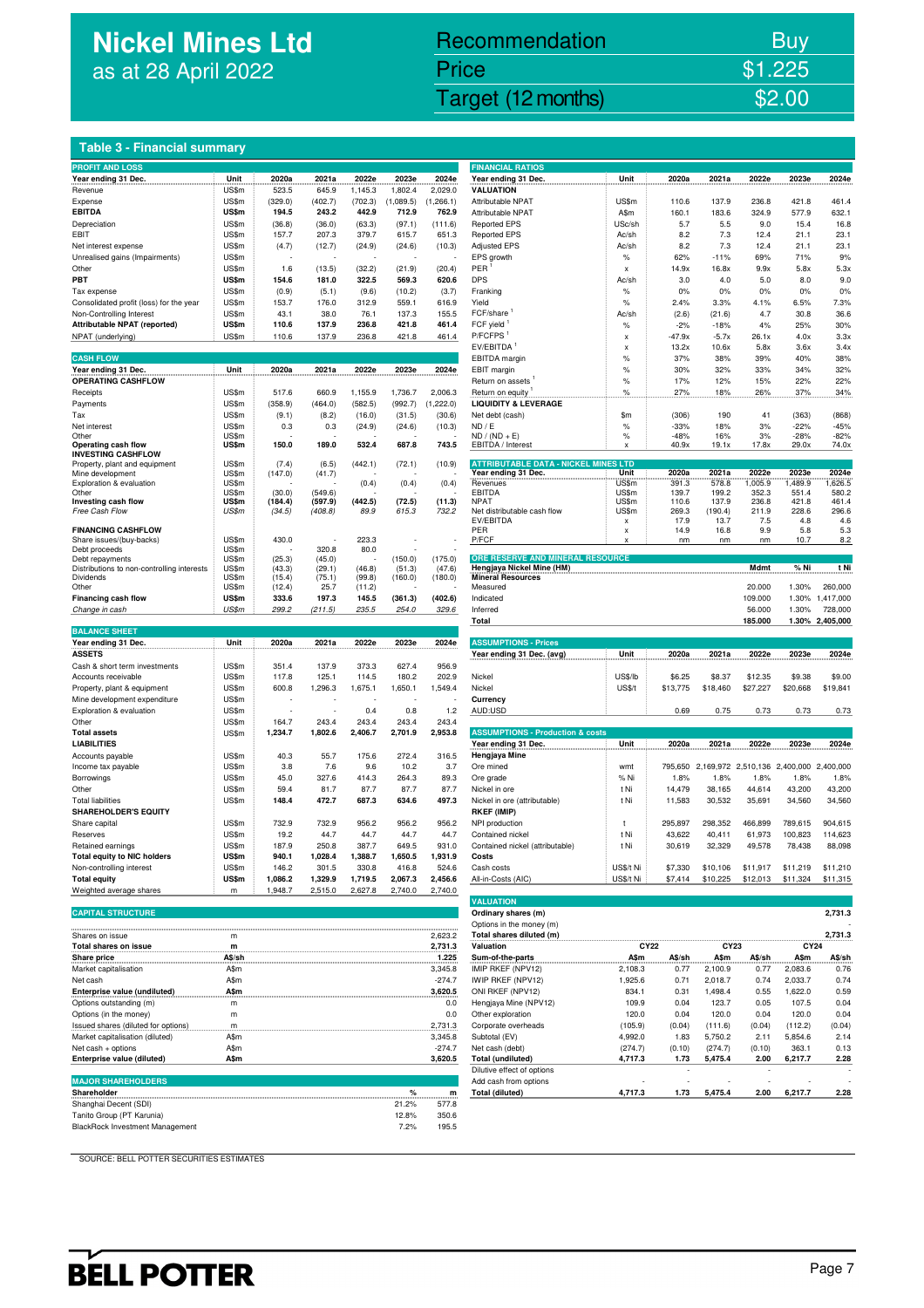# Nickel Mines Ltd
as at 28 April 2022

| Recommendation | Buy |
|---|---|
| Price | $1.225 |
| Target (12 months) | $2.00 |

## Table 3 - Financial summary

### PROFIT AND LOSS

| Year ending 31 Dec. | Unit | 2020a | 2021a | 2022e | 2023e | 2024e |
|---|---|---|---|---|---|---|
| Revenue | US$m | 523.5 | 645.9 | 1,145.3 | 1,802.4 | 2,029.0 |
| Expense | US$m | (329.0) | (402.7) | (702.3) | (1,089.5) | (1,266.1) |
| **EBITDA** | **US$m** | **194.5** | **243.2** | **442.9** | **712.9** | **762.9** |
| Depreciation | US$m | (36.8) | (36.0) | (63.3) | (97.1) | (111.6) |
| EBIT | US$m | 157.7 | 207.3 | 379.7 | 615.7 | 651.3 |
| Net interest expense | US$m | (4.7) | (12.7) | (24.9) | (24.6) | (10.3) |
| Unrealised gains (Impairments) | US$m | - | - | - | - | - |
| Other | US$m | 1.6 | (13.5) | (32.2) | (21.9) | (20.4) |
| **PBT** | **US$m** | **154.6** | **181.0** | **322.5** | **569.3** | **620.6** |
| Tax expense | US$m | (0.9) | (5.1) | (9.6) | (10.2) | (3.7) |
| Consolidated profit (loss) for the year | US$m | 153.7 | 176.0 | 312.9 | 559.1 | 616.9 |
| Non-Controlling Interest | US$m | 43.1 | 38.0 | 76.1 | 137.3 | 155.5 |
| **Attributable NPAT (reported)** | **US$m** | **110.6** | **137.9** | **236.8** | **421.8** | **461.4** |
| NPAT (underlying) | US$m | 110.6 | 137.9 | 236.8 | 421.8 | 461.4 |

### CASH FLOW

| Year ending 31 Dec. | Unit | 2020a | 2021a | 2022e | 2023e | 2024e |
|---|---|---|---|---|---|---|
| **OPERATING CASHFLOW** | | | | | | |
| Receipts | US$m | 517.6 | 660.9 | 1,155.9 | 1,736.7 | 2,006.3 |
| Payments | US$m | (358.9) | (464.0) | (582.5) | (992.7) | (1,222.0) |
| Tax | US$m | (9.1) | (8.2) | (16.0) | (31.5) | (30.6) |
| Net interest | US$m | 0.3 | 0.3 | (24.9) | (24.6) | (10.3) |
| Other | US$m | - | - | - | - | - |
| **Operating cash flow** | **US$m** | **150.0** | **189.0** | **532.4** | **687.8** | **743.5** |
| **INVESTING CASHFLOW** | | | | | | |
| Property, plant and equipment | US$m | (7.4) | (6.5) | (442.1) | (72.1) | (10.9) |
| Mine development | US$m | (147.0) | (41.7) | - | - | - |
| Exploration & evaluation | US$m | - | - | (0.4) | (0.4) | (0.4) |
| Other | US$m | (30.0) | (549.6) | - | - | - |
| **Investing cash flow** | **US$m** | **(184.4)** | **(597.9)** | **(442.5)** | **(72.5)** | **(11.3)** |
| *Free Cash Flow* | *US$m* | *(34.5)* | *(408.8)* | *89.9* | *615.3* | *732.2* |
| **FINANCING CASHFLOW** | | | | | | |
| Share issues/(buy-backs) | US$m | 430.0 | - | 223.3 | - | - |
| Debt proceeds | US$m | - | 320.8 | 80.0 | - | - |
| Debt repayments | US$m | (25.3) | (45.0) | - | (150.0) | (175.0) |
| Distributions to non-controlling interests | US$m | (43.3) | (29.1) | (46.8) | (51.3) | (47.6) |
| Dividends | US$m | (15.4) | (75.1) | (99.8) | (160.0) | (180.0) |
| Other | US$m | (12.4) | 25.7 | (11.2) | - | - |
| **Financing cash flow** | **US$m** | **333.6** | **197.3** | **145.5** | **(361.3)** | **(402.6)** |
| *Change in cash* | *US$m* | *299.2* | *(211.5)* | *235.5* | *254.0* | *329.6* |

### BALANCE SHEET

| Year ending 31 Dec. | Unit | 2020a | 2021a | 2022e | 2023e | 2024e |
|---|---|---|---|---|---|---|
| **ASSETS** | | | | | | |
| Cash & short term investments | US$m | 351.4 | 137.9 | 373.3 | 627.4 | 956.9 |
| Accounts receivable | US$m | 117.8 | 125.1 | 114.5 | 180.2 | 202.9 |
| Property, plant & equipment | US$m | 600.8 | 1,296.3 | 1,675.1 | 1,650.1 | 1,549.4 |
| Mine development expenditure | US$m | - | - | - | - | - |
| Exploration & evaluation | US$m | - | - | 0.4 | 0.8 | 1.2 |
| Other | US$m | 164.7 | 243.4 | 243.4 | 243.4 | 243.4 |
| **Total assets** | **US$m** | **1,234.7** | **1,802.6** | **2,406.7** | **2,701.9** | **2,953.8** |
| **LIABILITIES** | | | | | | |
| Accounts payable | US$m | 40.3 | 55.7 | 175.6 | 272.4 | 316.5 |
| Income tax payable | US$m | 3.8 | 7.6 | 9.6 | 10.2 | 3.7 |
| Borrowings | US$m | 45.0 | 327.6 | 414.3 | 264.3 | 89.3 |
| Other | US$m | 59.4 | 81.7 | 87.7 | 87.7 | 87.7 |
| Total liabilities | US$m | 148.4 | 472.7 | 687.3 | 634.6 | 497.3 |
| **SHAREHOLDER'S EQUITY** | | | | | | |
| Share capital | US$m | 732.9 | 732.9 | 956.2 | 956.2 | 956.2 |
| Reserves | US$m | 19.2 | 44.7 | 44.7 | 44.7 | 44.7 |
| Retained earnings | US$m | 187.9 | 250.8 | 387.7 | 649.5 | 931.0 |
| **Total equity to NIC holders** | **US$m** | **940.1** | **1,028.4** | **1,388.7** | **1,650.5** | **1,931.9** |
| Non-controlling interest | US$m | 146.2 | 301.5 | 330.8 | 416.8 | 524.6 |
| **Total equity** | **US$m** | **1,086.2** | **1,329.9** | **1,719.5** | **2,067.3** | **2,456.6** |
| Weighted average shares | m | 1,948.7 | 2,515.0 | 2,627.8 | 2,740.0 | 2,740.0 |

### CAPITAL STRUCTURE

| | Unit | |
|---|---|---|
| Shares on issue | m | 2,623.2 |
| **Total shares on issue** | **m** | **2,731.3** |
| **Share price** | **A$/sh** | **1.225** |
| Market capitalisation | A$m | 3,345.8 |
| Net cash | A$m | -274.7 |
| **Enterprise value (undiluted)** | **A$m** | **3,620.5** |
| Options outstanding (m) | m | 0.0 |
| Options (in the money) | m | 0.0 |
| Issued shares (diluted for options) | m | 2,731.3 |
| Market capitalisation (diluted) | A$m | 3,345.8 |
| Net cash + options | A$m | -274.7 |
| **Enterprise value (diluted)** | **A$m** | **3,620.5** |

### MAJOR SHAREHOLDERS

| Shareholder | % | m |
|---|---|---|
| Shanghai Decent (SDI) | 21.2% | 577.8 |
| Tanito Group (PT Karunia) | 12.8% | 350.6 |
| BlackRock Investment Management | 7.2% | 195.5 |

### FINANCIAL RATIOS

| Year ending 31 Dec. | Unit | 2020a | 2021a | 2022e | 2023e | 2024e |
|---|---|---|---|---|---|---|
| **VALUATION** | | | | | | |
| Attributable NPAT | US$m | 110.6 | 137.9 | 236.8 | 421.8 | 461.4 |
| Attributable NPAT | A$m | 160.1 | 183.6 | 324.9 | 577.9 | 632.1 |
| Reported EPS | USc/sh | 5.7 | 5.5 | 9.0 | 15.4 | 16.8 |
| Reported EPS | Ac/sh | 8.2 | 7.3 | 12.4 | 21.1 | 23.1 |
| Adjusted EPS | Ac/sh | 8.2 | 7.3 | 12.4 | 21.1 | 23.1 |
| EPS growth | % | 62% | -11% | 69% | 71% | 9% |
| PER [1] | x | 14.9x | 16.8x | 9.9x | 5.8x | 5.3x |
| DPS | Ac/sh | 3.0 | 4.0 | 5.0 | 8.0 | 9.0 |
| Franking | % | 0% | 0% | 0% | 0% | 0% |
| Yield | % | 2.4% | 3.3% | 4.1% | 6.5% | 7.3% |
| FCF/share [1] | Ac/sh | (2.6) | (21.6) | 4.7 | 30.8 | 36.6 |
| FCF yield [1] | % | -2% | -18% | 4% | 25% | 30% |
| P/FCFPS [1] | x | -47.9x | -5.7x | 26.1x | 4.0x | 3.3x |
| EV/EBITDA [1] | x | 13.2x | 10.6x | 5.8x | 3.6x | 3.4x |
| EBITDA margin | % | 37% | 38% | 39% | 40% | 38% |
| EBIT margin | % | 30% | 32% | 33% | 34% | 32% |
| Return on assets [1] | % | 17% | 12% | 15% | 22% | 22% |
| Return on equity [1] | % | 27% | 18% | 26% | 37% | 34% |
| **LIQUIDITY & LEVERAGE** | | | | | | |
| Net debt (cash) | $m | (306) | 190 | 41 | (363) | (868) |
| ND / E | % | -33% | 18% | 3% | -22% | -45% |
| ND / (ND + E) | % | -48% | 16% | 3% | -28% | -82% |
| EBITDA / Interest | x | 40.9x | 19.1x | 17.8x | 29.0x | 74.0x |

### ATTRIBUTABLE DATA - NICKEL MINES LTD

| Year ending 31 Dec. | Unit | 2020a | 2021a | 2022e | 2023e | 2024e |
|---|---|---|---|---|---|---|
| Revenues | US$m | 391.3 | 578.8 | 1,005.9 | 1,489.9 | 1,626.5 |
| EBITDA | US$m | 139.7 | 199.2 | 352.3 | 551.4 | 580.2 |
| NPAT | US$m | 110.6 | 137.9 | 236.8 | 421.8 | 461.4 |
| Net distributable cash flow | US$m | 269.3 | (190.4) | 211.9 | 228.6 | 296.6 |
| EV/EBITDA | x | 17.9 | 13.7 | 7.5 | 4.8 | 4.6 |
| PER | x | 14.9 | 16.8 | 9.9 | 5.8 | 5.3 |
| P/FCF | x | nm | nm | nm | 10.7 | 8.2 |

### ORE RESERVE AND MINERAL RESOURCE

| Hengjaya Nickel Mine (HM) | Mdmt | % Ni | t Ni |
|---|---|---|---|
| **Mineral Resources** | | | |
| Measured | 20.000 | 1.30% | 260,000 |
| Indicated | 109.000 | 1.30% | 1,417,000 |
| Inferred | 56.000 | 1.30% | 728,000 |
| **Total** | **185.000** | **1.30%** | **2,405,000** |

### ASSUMPTIONS - Prices

| Year ending 31 Dec. (avg) | Unit | 2020a | 2021a | 2022e | 2023e | 2024e |
|---|---|---|---|---|---|---|
| Nickel | US$/lb | $6.25 | $8.37 | $12.35 | $9.38 | $9.00 |
| Nickel | US$/t | $13,775 | $18,460 | $27,227 | $20,668 | $19,841 |
| **Currency** | | | | | | |
| AUD:USD | | 0.69 | 0.75 | 0.73 | 0.73 | 0.73 |

### ASSUMPTIONS - Production & costs

| Year ending 31 Dec. | Unit | 2020a | 2021a | 2022e | 2023e | 2024e |
|---|---|---|---|---|---|---|
| **Hengjaya Mine** | | | | | | |
| Ore mined | wmt | 795,650 | 2,169,972 | 2,510,136 | 2,400,000 | 2,400,000 |
| Ore grade | % Ni | 1.8% | 1.8% | 1.8% | 1.8% | 1.8% |
| Nickel in ore | t Ni | 14,479 | 38,165 | 44,614 | 43,200 | 43,200 |
| Nickel in ore (attributable) | t Ni | 11,583 | 30,532 | 35,691 | 34,560 | 34,560 |
| **RKEF (IMIP)** | | | | | | |
| NPI production | t | 295,897 | 298,352 | 466,899 | 789,615 | 904,615 |
| Contained nickel | t Ni | 43,622 | 40,411 | 61,973 | 100,823 | 114,623 |
| Contained nickel (attributable) | t Ni | 30,619 | 32,329 | 49,578 | 78,438 | 88,098 |
| **Costs** | | | | | | |
| Cash costs | US$/t Ni | $7,330 | $10,106 | $11,917 | $11,219 | $11,210 |
| All-in-Costs (AIC) | US$/t Ni | $7,414 | $10,225 | $12,013 | $11,324 | $11,315 |

### VALUATION

| | | |
|---|---|---|
| **Ordinary shares (m)** | | **2,731.3** |
| Options in the money (m) | | - |
| **Total shares diluted (m)** | | **2,731.3** |

| Valuation | CY22 A$m | CY22 A$/sh | CY23 A$m | CY23 A$/sh | CY24 A$m | CY24 A$/sh |
|---|---|---|---|---|---|---|
| **Sum-of-the-parts** | | | | | | |
| IMIP RKEF (NPV12) | 2,108.3 | 0.77 | 2,100.9 | 0.77 | 2,083.6 | 0.76 |
| IWIP RKEF (NPV12) | 1,925.6 | 0.71 | 2,018.7 | 0.74 | 2,033.7 | 0.74 |
| ONI RKEF (NPV12) | 834.1 | 0.31 | 1,498.4 | 0.55 | 1,622.0 | 0.59 |
| Hengjaya Mine (NPV12) | 109.9 | 0.04 | 123.7 | 0.05 | 107.5 | 0.04 |
| Other exploration | 120.0 | 0.04 | 120.0 | 0.04 | 120.0 | 0.04 |
| Corporate overheads | (105.9) | (0.04) | (111.6) | (0.04) | (112.2) | (0.04) |
| Subtotal (EV) | 4,992.0 | 1.83 | 5,750.2 | 2.11 | 5,854.6 | 2.14 |
| Net cash (debt) | (274.7) | (0.10) | (274.7) | (0.10) | 363.1 | 0.13 |
| **Total (undiluted)** | **4,717.3** | **1.73** | **5,475.4** | **2.00** | **6,217.7** | **2.28** |
| Dilutive effect of options | | - | | - | | - |
| Add cash from options | | - | | - | | - |
| **Total (diluted)** | **4,717.3** | **1.73** | **5,475.4** | **2.00** | **6,217.7** | **2.28** |

SOURCE: BELL POTTER SECURITIES ESTIMATES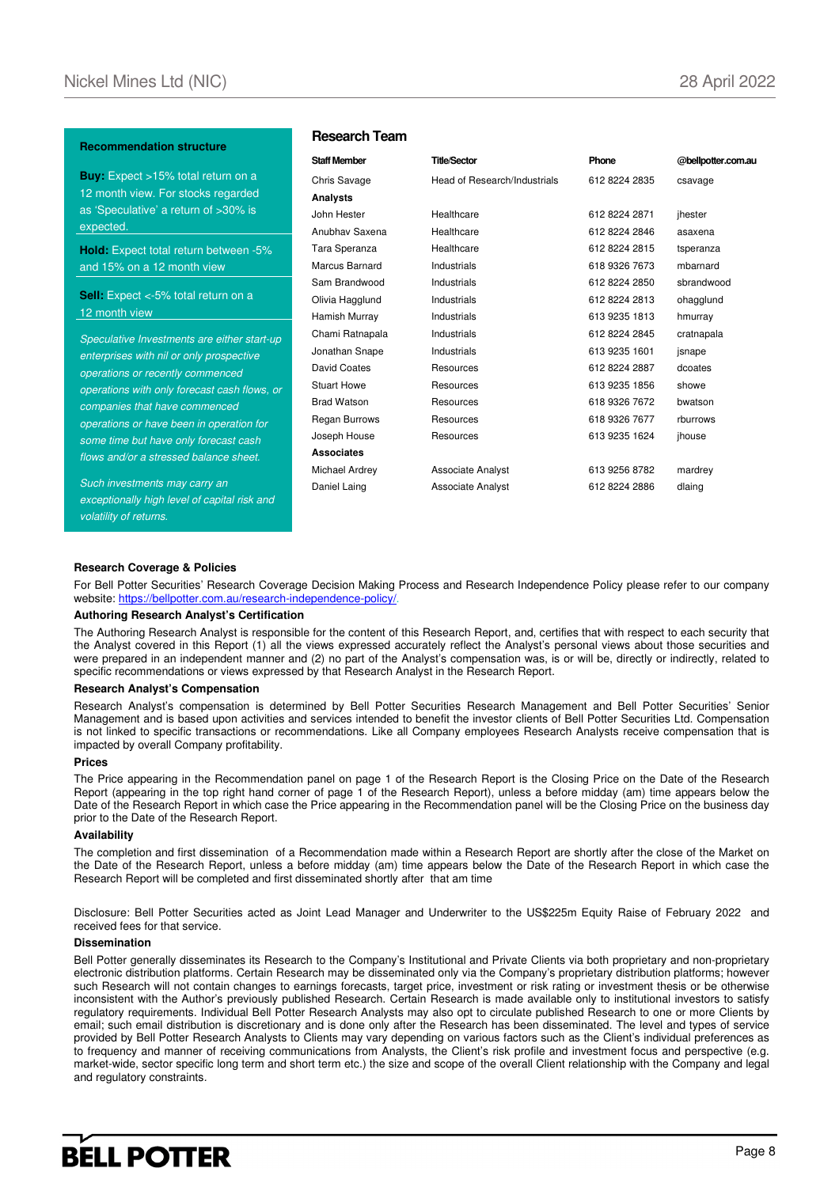### Recommendation structure

**Buy:** Expect >15% total return on a 12 month view. For stocks regarded as 'Speculative' a return of >30% is expected.

**Hold:** Expect total return between -5% and 15% on a 12 month view

**Sell:** Expect <-5% total return on a 12 month view

*Speculative Investments are either start-up enterprises with nil or only prospective operations or recently commenced operations with only forecast cash flows, or companies that have commenced operations or have been in operation for some time but have only forecast cash flows and/or a stressed balance sheet.*

*Such investments may carry an exceptionally high level of capital risk and volatility of returns.*

## Research Team

| Staff Member | Title/Sector | Phone | @bellpotter.com.au |
|---|---|---|---|
| Chris Savage | Head of Research/Industrials | 612 8224 2835 | csavage |
| **Analysts** | | | |
| John Hester | Healthcare | 612 8224 2871 | jhester |
| Anubhav Saxena | Healthcare | 612 8224 2846 | asaxena |
| Tara Speranza | Healthcare | 612 8224 2815 | tsperanza |
| Marcus Barnard | Industrials | 618 9326 7673 | mbarnard |
| Sam Brandwood | Industrials | 612 8224 2850 | sbrandwood |
| Olivia Hagglund | Industrials | 612 8224 2813 | ohagglund |
| Hamish Murray | Industrials | 613 9235 1813 | hmurray |
| Chami Ratnapala | Industrials | 612 8224 2845 | cratnapala |
| Jonathan Snape | Industrials | 613 9235 1601 | jsnape |
| David Coates | Resources | 612 8224 2887 | dcoates |
| Stuart Howe | Resources | 613 9235 1856 | showe |
| Brad Watson | Resources | 618 9326 7672 | bwatson |
| Regan Burrows | Resources | 618 9326 7677 | rburrows |
| Joseph House | Resources | 613 9235 1624 | jhouse |
| **Associates** | | | |
| Michael Ardrey | Associate Analyst | 613 9256 8782 | mardrey |
| Daniel Laing | Associate Analyst | 612 8224 2886 | dlaing |

**Research Coverage & Policies**

For Bell Potter Securities' Research Coverage Decision Making Process and Research Independence Policy please refer to our company website: https://bellpotter.com.au/research-independence-policy/.

**Authoring Research Analyst's Certification**

The Authoring Research Analyst is responsible for the content of this Research Report, and, certifies that with respect to each security that the Analyst covered in this Report (1) all the views expressed accurately reflect the Analyst's personal views about those securities and were prepared in an independent manner and (2) no part of the Analyst's compensation was, is or will be, directly or indirectly, related to specific recommendations or views expressed by that Research Analyst in the Research Report.

**Research Analyst's Compensation**

Research Analyst's compensation is determined by Bell Potter Securities Research Management and Bell Potter Securities' Senior Management and is based upon activities and services intended to benefit the investor clients of Bell Potter Securities Ltd. Compensation is not linked to specific transactions or recommendations. Like all Company employees Research Analysts receive compensation that is impacted by overall Company profitability.

**Prices**

The Price appearing in the Recommendation panel on page 1 of the Research Report is the Closing Price on the Date of the Research Report (appearing in the top right hand corner of page 1 of the Research Report), unless a before midday (am) time appears below the Date of the Research Report in which case the Price appearing in the Recommendation panel will be the Closing Price on the business day prior to the Date of the Research Report.

**Availability**

The completion and first dissemination of a Recommendation made within a Research Report are shortly after the close of the Market on the Date of the Research Report, unless a before midday (am) time appears below the Date of the Research Report in which case the Research Report will be completed and first disseminated shortly after that am time

Disclosure: Bell Potter Securities acted as Joint Lead Manager and Underwriter to the US$225m Equity Raise of February 2022 and received fees for that service.

**Dissemination**

Bell Potter generally disseminates its Research to the Company's Institutional and Private Clients via both proprietary and non-proprietary electronic distribution platforms. Certain Research may be disseminated only via the Company's proprietary distribution platforms; however such Research will not contain changes to earnings forecasts, target price, investment or risk rating or investment thesis or be otherwise inconsistent with the Author's previously published Research. Certain Research is made available only to institutional investors to satisfy regulatory requirements. Individual Bell Potter Research Analysts may also opt to circulate published Research to one or more Clients by email; such email distribution is discretionary and is done only after the Research has been disseminated. The level and types of service provided by Bell Potter Research Analysts to Clients may vary depending on various factors such as the Client's individual preferences as to frequency and manner of receiving communications from Analysts, the Client's risk profile and investment focus and perspective (e.g. market-wide, sector specific long term and short term etc.) the size and scope of the overall Client relationship with the Company and legal and regulatory constraints.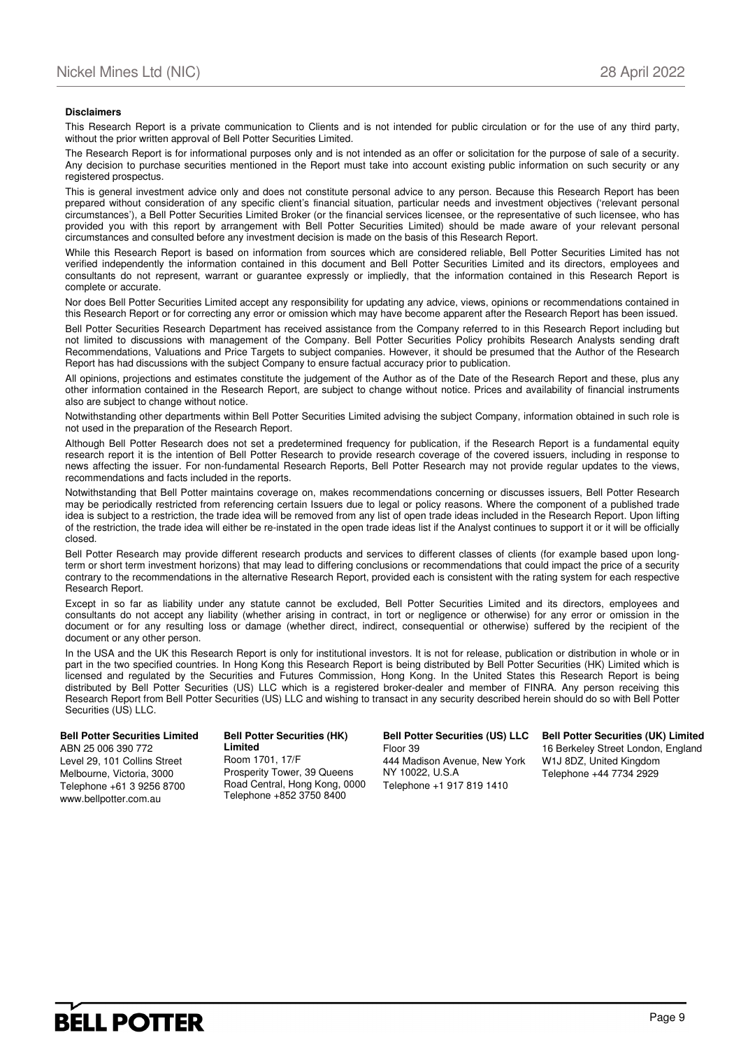### Disclaimers

This Research Report is a private communication to Clients and is not intended for public circulation or for the use of any third party, without the prior written approval of Bell Potter Securities Limited.

The Research Report is for informational purposes only and is not intended as an offer or solicitation for the purpose of sale of a security. Any decision to purchase securities mentioned in the Report must take into account existing public information on such security or any registered prospectus.

This is general investment advice only and does not constitute personal advice to any person. Because this Research Report has been prepared without consideration of any specific client's financial situation, particular needs and investment objectives ('relevant personal circumstances'), a Bell Potter Securities Limited Broker (or the financial services licensee, or the representative of such licensee, who has provided you with this report by arrangement with Bell Potter Securities Limited) should be made aware of your relevant personal circumstances and consulted before any investment decision is made on the basis of this Research Report.

While this Research Report is based on information from sources which are considered reliable, Bell Potter Securities Limited has not verified independently the information contained in this document and Bell Potter Securities Limited and its directors, employees and consultants do not represent, warrant or guarantee expressly or impliedly, that the information contained in this Research Report is complete or accurate.

Nor does Bell Potter Securities Limited accept any responsibility for updating any advice, views, opinions or recommendations contained in this Research Report or for correcting any error or omission which may have become apparent after the Research Report has been issued.

Bell Potter Securities Research Department has received assistance from the Company referred to in this Research Report including but not limited to discussions with management of the Company. Bell Potter Securities Policy prohibits Research Analysts sending draft Recommendations, Valuations and Price Targets to subject companies. However, it should be presumed that the Author of the Research Report has had discussions with the subject Company to ensure factual accuracy prior to publication.

All opinions, projections and estimates constitute the judgement of the Author as of the Date of the Research Report and these, plus any other information contained in the Research Report, are subject to change without notice. Prices and availability of financial instruments also are subject to change without notice.

Notwithstanding other departments within Bell Potter Securities Limited advising the subject Company, information obtained in such role is not used in the preparation of the Research Report.

Although Bell Potter Research does not set a predetermined frequency for publication, if the Research Report is a fundamental equity research report it is the intention of Bell Potter Research to provide research coverage of the covered issuers, including in response to news affecting the issuer. For non-fundamental Research Reports, Bell Potter Research may not provide regular updates to the views, recommendations and facts included in the reports.

Notwithstanding that Bell Potter maintains coverage on, makes recommendations concerning or discusses issuers, Bell Potter Research may be periodically restricted from referencing certain Issuers due to legal or policy reasons. Where the component of a published trade idea is subject to a restriction, the trade idea will be removed from any list of open trade ideas included in the Research Report. Upon lifting of the restriction, the trade idea will either be re-instated in the open trade ideas list if the Analyst continues to support it or it will be officially closed.

Bell Potter Research may provide different research products and services to different classes of clients (for example based upon long-term or short term investment horizons) that may lead to differing conclusions or recommendations that could impact the price of a security contrary to the recommendations in the alternative Research Report, provided each is consistent with the rating system for each respective Research Report.

Except in so far as liability under any statute cannot be excluded, Bell Potter Securities Limited and its directors, employees and consultants do not accept any liability (whether arising in contract, in tort or negligence or otherwise) for any error or omission in the document or for any resulting loss or damage (whether direct, indirect, consequential or otherwise) suffered by the recipient of the document or any other person.

In the USA and the UK this Research Report is only for institutional investors. It is not for release, publication or distribution in whole or in part in the two specified countries. In Hong Kong this Research Report is being distributed by Bell Potter Securities (HK) Limited which is licensed and regulated by the Securities and Futures Commission, Hong Kong. In the United States this Research Report is being distributed by Bell Potter Securities (US) LLC which is a registered broker-dealer and member of FINRA. Any person receiving this Research Report from Bell Potter Securities (US) LLC and wishing to transact in any security described herein should do so with Bell Potter Securities (US) LLC.

**Bell Potter Securities Limited**
ABN 25 006 390 772
Level 29, 101 Collins Street
Melbourne, Victoria, 3000
Telephone +61 3 9256 8700
www.bellpotter.com.au

**Bell Potter Securities (HK) Limited**
Room 1701, 17/F
Prosperity Tower, 39 Queens Road Central, Hong Kong, 0000
Telephone +852 3750 8400

**Bell Potter Securities (US) LLC**
Floor 39
444 Madison Avenue, New York NY 10022, U.S.A
Telephone +1 917 819 1410

**Bell Potter Securities (UK) Limited**
16 Berkeley Street London, England W1J 8DZ, United Kingdom
Telephone +44 7734 2929